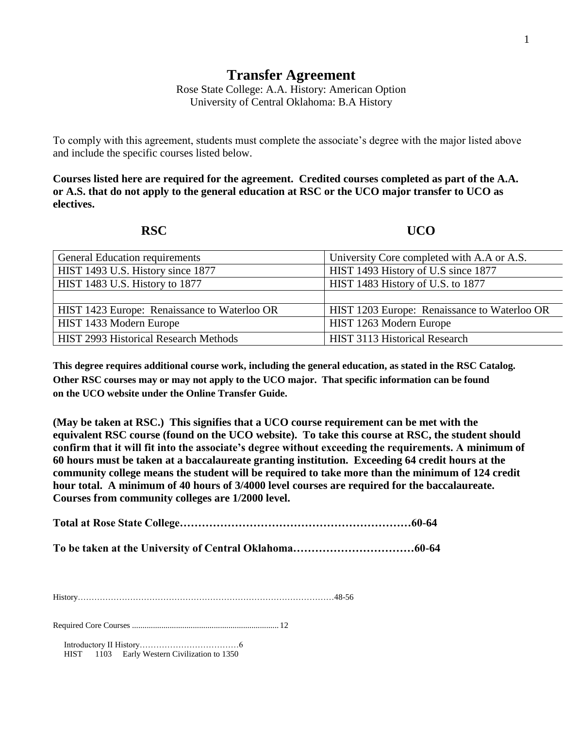# Transfer Agreement

Rose State College: A.A. History: American Option
University of Central Oklahoma: B.A History

To comply with this agreement, students must complete the associate's degree with the major listed above and include the specific courses listed below.

**Courses listed here are required for the agreement. Credited courses completed as part of the A.A. or A.S. that do not apply to the general education at RSC or the UCO major transfer to UCO as electives.**

| RSC | UCO |
|---|---|
| General Education requirements | University Core completed with A.A or A.S. |
| HIST 1493 U.S. History since 1877 | HIST 1493 History of U.S since 1877 |
| HIST 1483 U.S. History to 1877 | HIST 1483 History of U.S. to 1877 |
| | |
| HIST 1423 Europe: Renaissance to Waterloo OR | HIST 1203 Europe: Renaissance to Waterloo OR |
| HIST 1433 Modern Europe | HIST 1263 Modern Europe |
| HIST 2993 Historical Research Methods | HIST 3113 Historical Research |

**This degree requires additional course work, including the general education, as stated in the RSC Catalog. Other RSC courses may or may not apply to the UCO major. That specific information can be found on the UCO website under the Online Transfer Guide.**

**(May be taken at RSC.) This signifies that a UCO course requirement can be met with the equivalent RSC course (found on the UCO website). To take this course at RSC, the student should confirm that it will fit into the associate's degree without exceeding the requirements. A minimum of 60 hours must be taken at a baccalaureate granting institution. Exceeding 64 credit hours at the community college means the student will be required to take more than the minimum of 124 credit hour total. A minimum of 40 hours of 3/4000 level courses are required for the baccalaureate. Courses from community colleges are 1/2000 level.**

**Total at Rose State College……………………………………………………60-64**

**To be taken at the University of Central Oklahoma……………………………60-64**

History……………………………………………………………………………………48-56

Required Core Courses ...................................................................... 12

Introductory II History………………………………6
HIST 1103 Early Western Civilization to 1350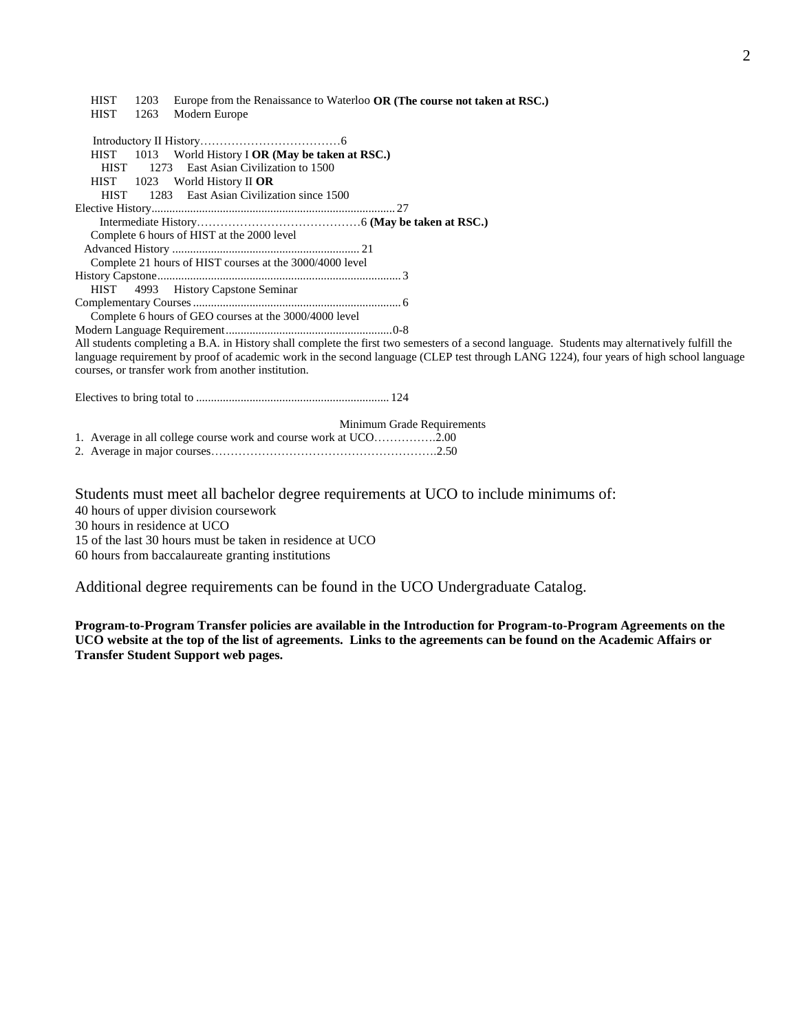HIST 1203 Europe from the Renaissance to Waterloo **OR (The course not taken at RSC.)**
HIST 1263 Modern Europe

Introductory II History……………………………6
HIST 1013 World History I **OR (May be taken at RSC.)**
HIST 1273 East Asian Civilization to 1500
HIST 1023 World History II **OR**
HIST 1283 East Asian Civilization since 1500

Elective History.................................................................................27
Intermediate History……………………………………6 **(May be taken at RSC.)**
Complete 6 hours of HIST at the 2000 level
Advanced History ..............................................................21
Complete 21 hours of HIST courses at the 3000/4000 level

History Capstone..................................................................................3
HIST 4993 History Capstone Seminar

Complementary Courses.....................................................................6
Complete 6 hours of GEO courses at the 3000/4000 level

Modern Language Requirement........................................................0-8
All students completing a B.A. in History shall complete the first two semesters of a second language. Students may alternatively fulfill the language requirement by proof of academic work in the second language (CLEP test through LANG 1224), four years of high school language courses, or transfer work from another institution.

Electives to bring total to ................................................................124

Minimum Grade Requirements

1. Average in all college course work and course work at UCO…………….2.00
2. Average in major courses………………………………………………….2.50

Students must meet all bachelor degree requirements at UCO to include minimums of:
40 hours of upper division coursework
30 hours in residence at UCO
15 of the last 30 hours must be taken in residence at UCO
60 hours from baccalaureate granting institutions

Additional degree requirements can be found in the UCO Undergraduate Catalog.

**Program-to-Program Transfer policies are available in the Introduction for Program-to-Program Agreements on the UCO website at the top of the list of agreements. Links to the agreements can be found on the Academic Affairs or Transfer Student Support web pages.**